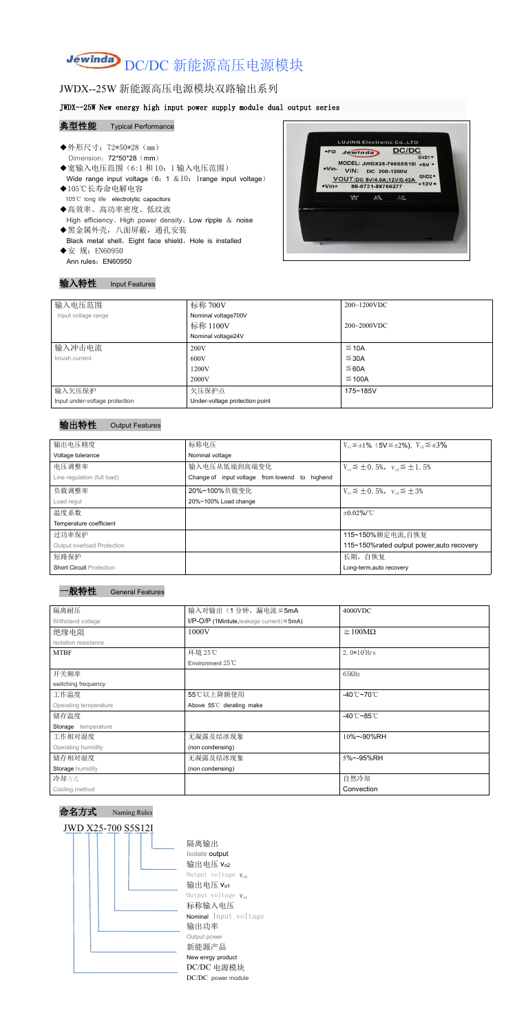# Jewinda DC/DC 新能源高压电源模块

## JWDX--25W 新能源高压电源模块双路输出系列

**JWDX--25W New energy high input power supply module dual output series**

### 典型性能 Typical Performance

- ◆外形尺寸：72\*50\*28（mm）
  Dimension：72\*50\*28（mm）
- ◆宽输入电压范围（6:1 和 10：1 输入电压范围）
  Wide range input voltage（6：1 ＆10：1range input voltage）
- ◆105℃长寿命电解电容
  105℃ long life electrolytic capacitors
- ◆高效率、高功率密度、低纹波
  High efficiency、High power density、Low ripple ＆ noise
- ◆黑金属外壳，八面屏蔽，通孔安装
  Black metal shell，Eight face shield，Hole is installed
- ◆安 规：EN60950
  Ann rules：EN60950

### 输入特性 Input Features

| 输入电压范围<br>Input voltage range | 标称 700V<br>Nominal voltage700V | 200~1200VDC |
|---|---|---|
| | 标称 1100V<br>Nominal voltage24V | 200~2000VDC |
| 输入冲击电流<br>Inrush current | 200V | ≦10A |
| | 600V | ≦30A |
| | 1200V | ≦60A |
| | 2000V | ≦100A |
| 输入欠压保护<br>Input under-voltage protection | 欠压保护点<br>Under-voltage protection point | 175~185V |

### 输出特性 Output Features

| 输出电压精度<br>Voltage tolerance | 标称电压<br>Nominal voltage | $V_{o1}$≦±1%（5V≦±2%），$V_{o2}$≦±3% |
|---|---|---|
| 电压调整率<br>Line regulation (full load) | 输入电压从低端到高端变化<br>Change of input voltage from lowend to highend | $V_{o1}$≦±0.5%，$V_{o2}$≦±1.5% |
| 负载调整率<br>Load regul | 20%~100%负载变化<br>20%~100% Load change | $V_{o1}$≦±0.5%，$V_{o2}$≦±3% |
| 温度系数<br>Temperature coefficient | | ±0.02%/℃ |
| 过功率保护<br>Output overload Protection | | 115~150%额定电流,自恢复<br>115~150%rated output power,auto recovery |
| 短路保护<br>Short Circuit Protection | | 长期，自恢复<br>Long-term,auto recovery |

### 一般特性 General Features

| 隔离耐压<br>Withstand voltage | 输入对输出（1 分钟，漏电流≦5mA<br>I/P-O/P (1Mintute,leakage current)≦5mA) | 4000VDC |
|---|---|---|
| 绝缘电阻<br>Isolation resistance | 1000V | ≧100MΩ |
| MTBF | 环境 25℃<br>Environment 25℃ | $2.0*10^5$Hrs |
| 开关频率<br>switching frequency | | 65KHz |
| 工作温度<br>Operating temperature | 55℃以上降额使用<br>Above 55℃ derating make | -40℃~70℃ |
| 储存温度<br>Storage temperature | | -40℃~85℃ |
| 工作相对湿度<br>Operating humidity | 无凝露及结冰现象<br>(non condensing) | 10%~-90%RH |
| 储存相对湿度<br>Storage humidity | 无凝露及结冰现象<br>(non condensing) | 5%~-95%RH |
| 冷却方式<br>Cooling method | | 自然冷却<br>Convection |

### 命名方式 Naming Rules

JWD X25-700 S5S12I

- 隔离输出 Isolate output
- 输出电压 $V_{o2}$ Output voltage $V_{o2}$
- 输出电压 $V_{o1}$ Output voltage $V_{o1}$
- 标称输入电压 Nominal Input voltage
- 输出功率 Output power
- 新能源产品 New enrgy product
- DC/DC 电源模块 DC/DC power module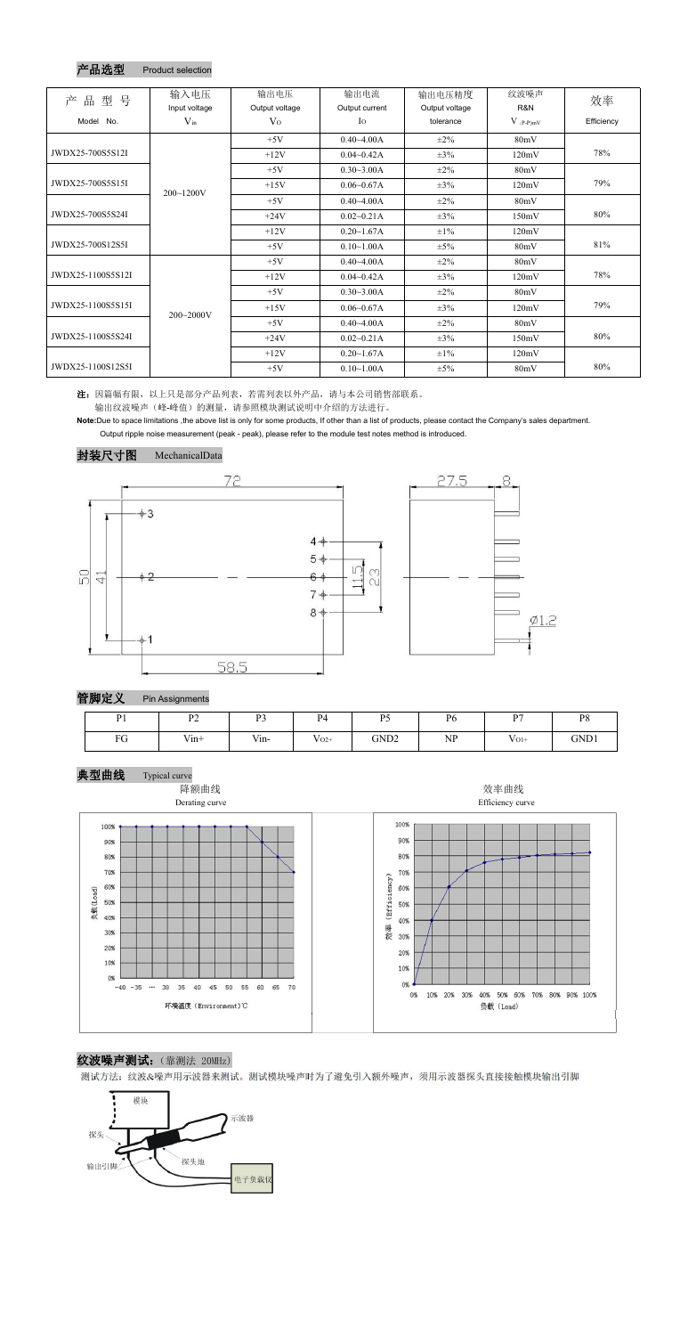## 产品选型 Product selection

| 产 品 型 号<br>Model No. | 输入电压<br>Input voltage<br>$V_{in}$ | 输出电压<br>Output voltage<br>Vo | 输出电流<br>Output current<br>Io | 输出电压精度<br>Output voltage tolerance | 纹波噪声<br>R&N<br>$V_{(P-P)mV}$ | 效率<br>Efficiency |
|---|---|---|---|---|---|---|
| JWDX25-700S5S12I | 200~1200V | +5V | 0.40~4.00A | ±2% | 80mV | 78% |
| | | +12V | 0.04~0.42A | ±3% | 120mV | |
| JWDX25-700S5S15I | | +5V | 0.30~3.00A | ±2% | 80mV | 79% |
| | | +15V | 0.06~0.67A | ±3% | 120mV | |
| JWDX25-700S5S24I | | +5V | 0.40~4.00A | ±2% | 80mV | 80% |
| | | +24V | 0.02~0.21A | ±3% | 150mV | |
| JWDX25-700S12S5I | | +12V | 0.20~1.67A | ±1% | 120mV | 81% |
| | | +5V | 0.10~1.00A | ±5% | 80mV | |
| JWDX25-1100S5S12I | 200~2000V | +5V | 0.40~4.00A | ±2% | 80mV | 78% |
| | | +12V | 0.04~0.42A | ±3% | 120mV | |
| JWDX25-1100S5S15I | | +5V | 0.30~3.00A | ±2% | 80mV | 79% |
| | | +15V | 0.06~0.67A | ±3% | 120mV | |
| JWDX25-1100S5S24I | | +5V | 0.40~4.00A | ±2% | 80mV | 80% |
| | | +24V | 0.02~0.21A | ±3% | 150mV | |
| JWDX25-1100S12S5I | | +12V | 0.20~1.67A | ±1% | 120mV | 80% |
| | | +5V | 0.10~1.00A | ±5% | 80mV | |

**注：**因篇幅有限，以上只是部分产品列表，若需列表以外产品，请与本公司销售部联系。
输出纹波噪声（峰-峰值）的测量，请参照模块测试说明中介绍的方法进行。

**Note:**Due to space limitations ,the above list is only for some products, If other than a list of products, please contact the Company's sales department.
Output ripple noise measurement (peak - peak), please refer to the module test notes method is introduced.

## 封装尺寸图 MechanicalData

72
27.5
8
50
41
58.5
11.5
23
Ø1.2
1 2 3 4 5 6 7 8

## 管脚定义 Pin Assignments

| P1 | P2 | P3 | P4 | P5 | P6 | P7 | P8 |
|---|---|---|---|---|---|---|---|
| FG | Vin+ | Vin- | $V_{O2+}$ | GND2 | NP | $V_{O1+}$ | GND1 |

## 典型曲线 Typical curve

降额曲线
Derating curve

负载(Load)
100% 90% 80% 70% 60% 50% 40% 30% 20% 10% 0%
-40 -35 … 30 35 40 45 50 55 60 65 70
环境温度 (Environment)℃

效率曲线
Efficiency curve

效率 (Efficiency)
100% 90% 80% 70% 60% 50% 40% 30% 20% 10% 0%
0% 10% 20% 30% 40% 50% 60% 70% 80% 90% 100%
负载 (Load)

## 纹波噪声测试：（靠测法 20MHz）

测试方法：纹波&噪声用示波器来测试。测试模块噪声时为了避免引入额外噪声，须用示波器探头直接接触模块输出引脚

模块
示波器
探头
探头地
输出引脚
电子负载仪